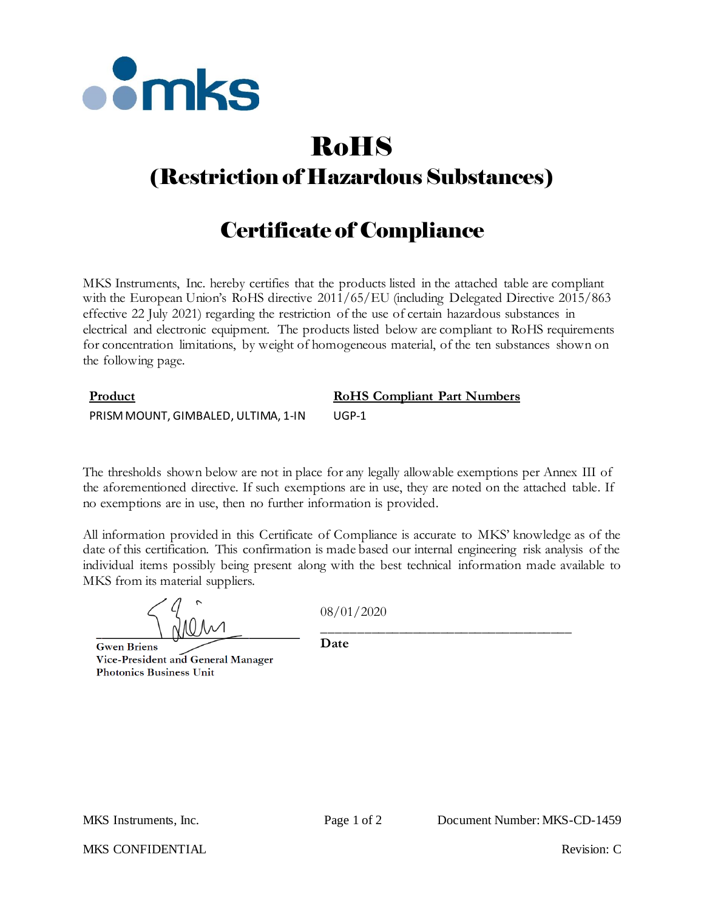# RoHS

## (Restriction of Hazardous Substances)

## Certificate of Compliance

MKS Instruments, Inc. hereby certifies that the products listed in the attached table are compliant with the European Union's RoHS directive 2011/65/EU (including Delegated Directive 2015/863 effective 22 July 2021) regarding the restriction of the use of certain hazardous substances in electrical and electronic equipment. The products listed below are compliant to RoHS requirements for concentration limitations, by weight of homogeneous material, of the ten substances shown on the following page.

| Product | RoHS Compliant Part Numbers |
| --- | --- |
| PRISM MOUNT, GIMBALED, ULTIMA, 1-IN | UGP-1 |

The thresholds shown below are not in place for any legally allowable exemptions per Annex III of the aforementioned directive. If such exemptions are in use, they are noted on the attached table. If no exemptions are in use, then no further information is provided.

All information provided in this Certificate of Compliance is accurate to MKS' knowledge as of the date of this certification. This confirmation is made based our internal engineering risk analysis of the individual items possibly being present along with the best technical information made available to MKS from its material suppliers.

**Gwen Briens**
**Vice-President and General Manager**
**Photonics Business Unit**

08/01/2020

**Date**

MKS Instruments, Inc.

Document Number: MKS-CD-1459

MKS CONFIDENTIAL

Revision: C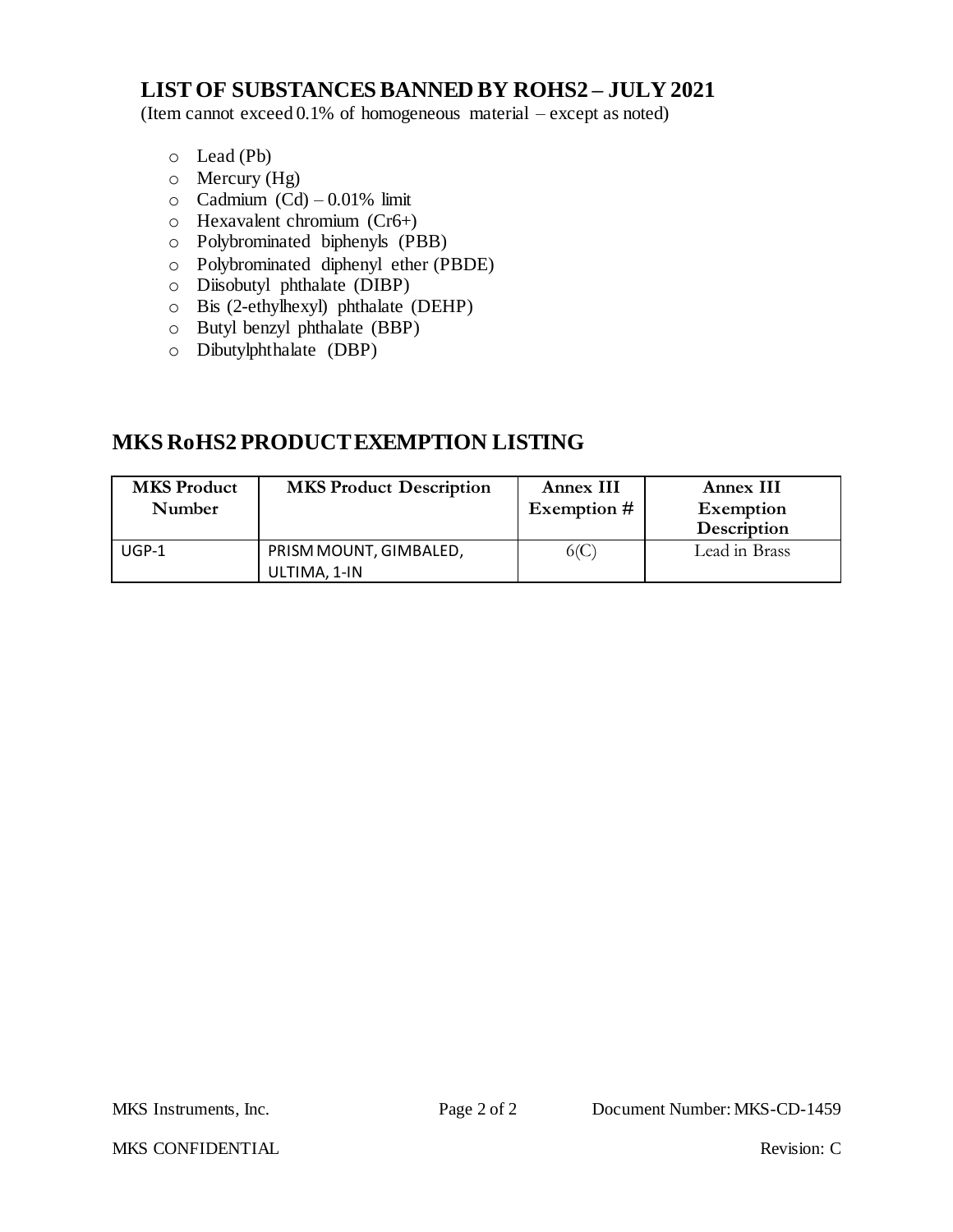## LIST OF SUBSTANCES BANNED BY ROHS2 – JULY 2021

(Item cannot exceed 0.1% of homogeneous material – except as noted)

- Lead (Pb)
- Mercury (Hg)
- Cadmium (Cd) – 0.01% limit
- Hexavalent chromium ($Cr^{6+}$)
- Polybrominated biphenyls (PBB)
- Polybrominated diphenyl ether (PBDE)
- Diisobutyl phthalate (DIBP)
- Bis (2-ethylhexyl) phthalate (DEHP)
- Butyl benzyl phthalate (BBP)
- Dibutylphthalate (DBP)

## MKS RoHS2 PRODUCT EXEMPTION LISTING

| MKS Product Number | MKS Product Description | Annex III Exemption # | Annex III Exemption Description |
|---|---|---|---|
| UGP-1 | PRISM MOUNT, GIMBALED, ULTIMA, 1-IN | 6(C) | Lead in Brass |

MKS Instruments, Inc. — Document Number: MKS-CD-1459

MKS CONFIDENTIAL — Revision: C